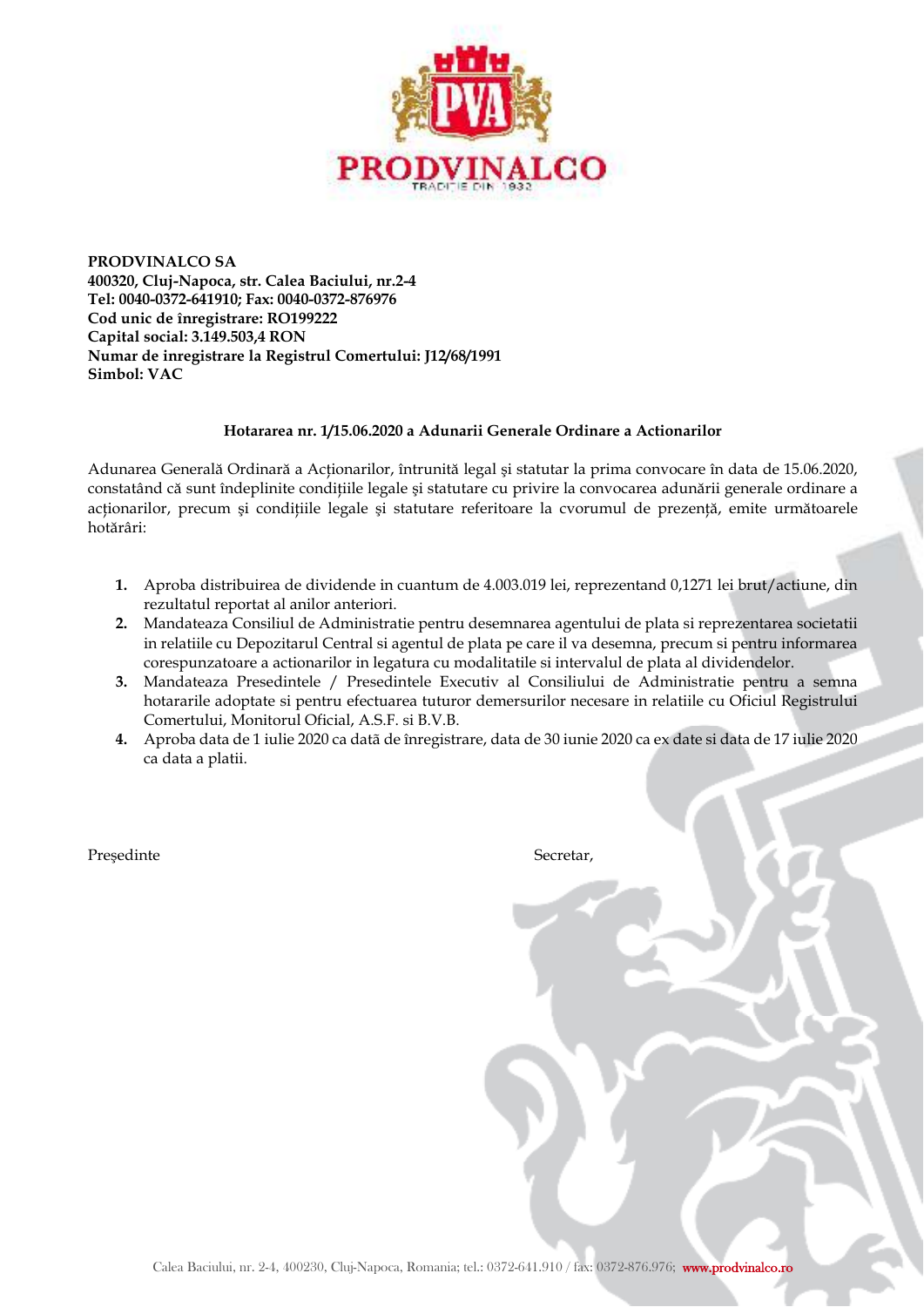**PRODVINALCO SA**
**400320, Cluj-Napoca, str. Calea Baciului, nr.2-4**
**Tel: 0040-0372-641910; Fax: 0040-0372-876976**
**Cod unic de înregistrare: RO199222**
**Capital social: 3.149.503,4 RON**
**Numar de inregistrare la Registrul Comertului: J12/68/1991**
**Simbol: VAC**

**Hotararea nr. 1/15.06.2020 a Adunarii Generale Ordinare a Actionarilor**

Adunarea Generală Ordinară a Acționarilor, întrunită legal și statutar la prima convocare în data de 15.06.2020, constatând că sunt îndeplinite condițiile legale și statutare cu privire la convocarea adunării generale ordinare a acționarilor, precum şi condiţiile legale şi statutare referitoare la cvorumul de prezenţă, emite următoarele hotărâri:

1. Aproba distribuirea de dividende in cuantum de 4.003.019 lei, reprezentand 0,1271 lei brut/actiune, din rezultatul reportat al anilor anteriori.
2. Mandateaza Consiliul de Administratie pentru desemnarea agentului de plata si reprezentarea societatii in relatiile cu Depozitarul Central si agentul de plata pe care il va desemna, precum si pentru informarea corespunzatoare a actionarilor in legatura cu modalitatile si intervalul de plata al dividendelor.
3. Mandateaza Presedintele / Presedintele Executiv al Consiliului de Administratie pentru a semna hotararile adoptate si pentru efectuarea tuturor demersurilor necesare in relatiile cu Oficiul Registrului Comertului, Monitorul Oficial, A.S.F. si B.V.B.
4. Aproba data de 1 iulie 2020 ca dată de înregistrare, data de 30 iunie 2020 ca ex date si data de 17 iulie 2020 ca data a platii.

Președinte

Secretar,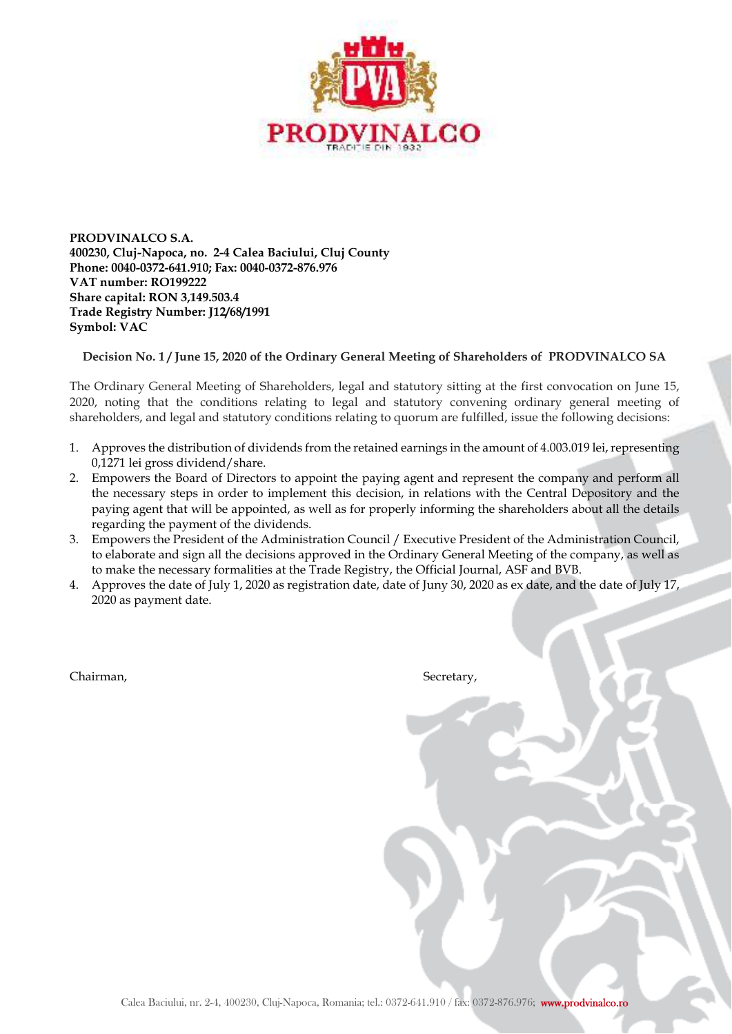**PRODVINALCO S.A.**
**400230, Cluj-Napoca, no. 2-4 Calea Baciului, Cluj County**
**Phone: 0040-0372-641.910; Fax: 0040-0372-876.976**
**VAT number: RO199222**
**Share capital: RON 3,149.503.4**
**Trade Registry Number: J12/68/1991**
**Symbol: VAC**

**Decision No. 1 / June 15, 2020 of the Ordinary General Meeting of Shareholders of PRODVINALCO SA**

The Ordinary General Meeting of Shareholders, legal and statutory sitting at the first convocation on June 15, 2020, noting that the conditions relating to legal and statutory convening ordinary general meeting of shareholders, and legal and statutory conditions relating to quorum are fulfilled, issue the following decisions:

1. Approves the distribution of dividends from the retained earnings in the amount of 4.003.019 lei, representing 0,1271 lei gross dividend/share.
2. Empowers the Board of Directors to appoint the paying agent and represent the company and perform all the necessary steps in order to implement this decision, in relations with the Central Depository and the paying agent that will be appointed, as well as for properly informing the shareholders about all the details regarding the payment of the dividends.
3. Empowers the President of the Administration Council / Executive President of the Administration Council, to elaborate and sign all the decisions approved in the Ordinary General Meeting of the company, as well as to make the necessary formalities at the Trade Registry, the Official Journal, ASF and BVB.
4. Approves the date of July 1, 2020 as registration date, date of Juny 30, 2020 as ex date, and the date of July 17, 2020 as payment date.

Chairman,

Secretary,